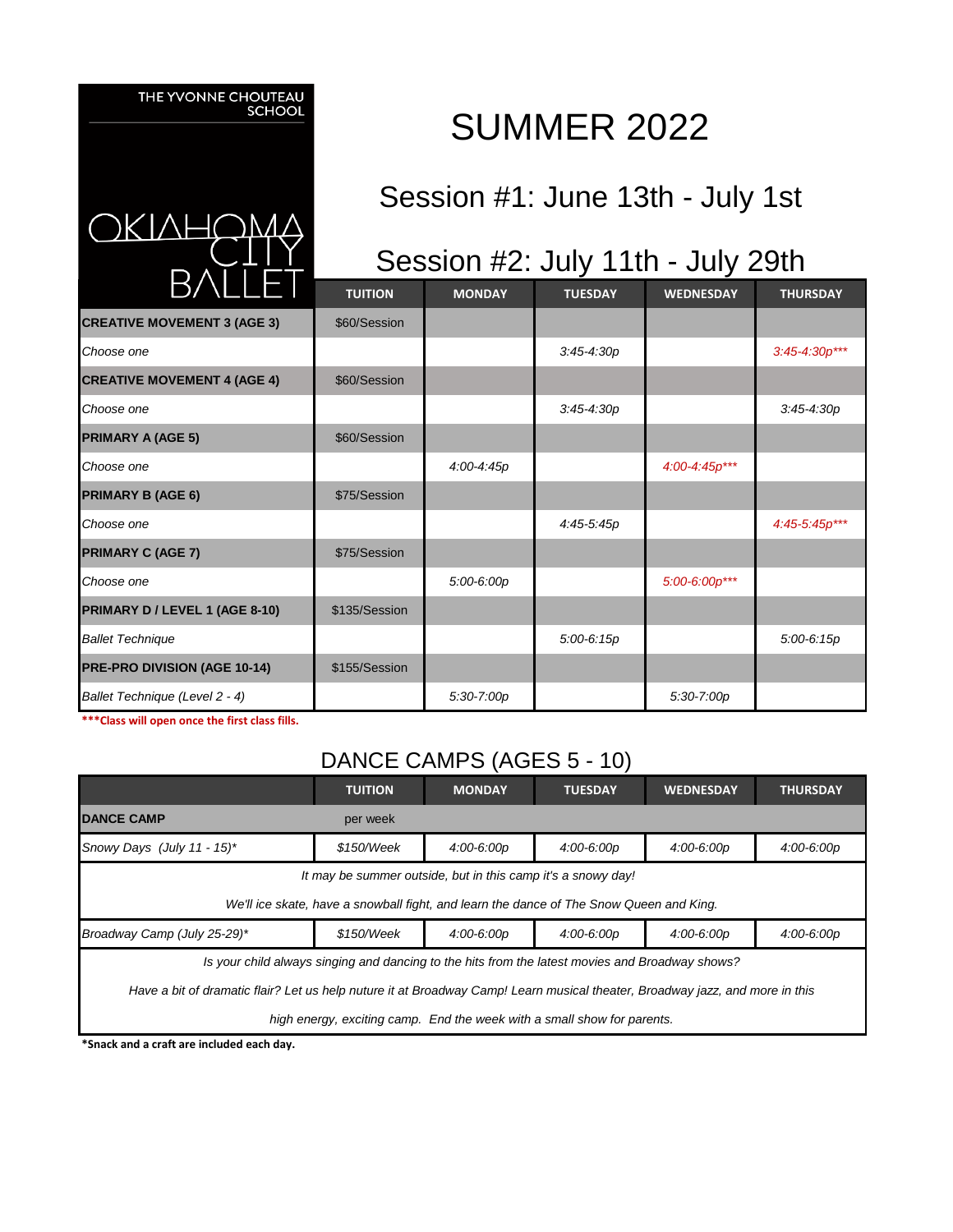THE YVONNE CHOUTEAU SCHOOL

OKLAHOMA CITY BALLET

# SUMMER 2022

## Session #1: June 13th - July 1st

## Session #2: July 11th - July 29th

| | TUITION | MONDAY | TUESDAY | WEDNESDAY | THURSDAY |
|---|---|---|---|---|---|
| **CREATIVE MOVEMENT 3 (AGE 3)** | $60/Session | | | | |
| *Choose one* | | | *3:45-4:30p* | | *3:45-4:30p****** |
| **CREATIVE MOVEMENT 4 (AGE 4)** | $60/Session | | | | |
| *Choose one* | | | *3:45-4:30p* | | *3:45-4:30p* |
| **PRIMARY A (AGE 5)** | $60/Session | | | | |
| *Choose one* | | *4:00-4:45p* | | *4:00-4:45p****** | |
| **PRIMARY B (AGE 6)** | $75/Session | | | | |
| *Choose one* | | | *4:45-5:45p* | | *4:45-5:45p****** |
| **PRIMARY C (AGE 7)** | $75/Session | | | | |
| *Choose one* | | *5:00-6:00p* | | *5:00-6:00p****** | |
| **PRIMARY D / LEVEL 1 (AGE 8-10)** | $135/Session | | | | |
| *Ballet Technique* | | | *5:00-6:15p* | | *5:00-6:15p* |
| **PRE-PRO DIVISION (AGE 10-14)** | $155/Session | | | | |
| *Ballet Technique (Level 2 - 4)* | | *5:30-7:00p* | | *5:30-7:00p* | |

*****Class will open once the first class fills.**

## DANCE CAMPS (AGES 5 - 10)

| | TUITION | MONDAY | TUESDAY | WEDNESDAY | THURSDAY |
|---|---|---|---|---|---|
| **DANCE CAMP** | per week | | | | |
| *Snowy Days (July 11 - 15)** | *$150/Week* | *4:00-6:00p* | *4:00-6:00p* | *4:00-6:00p* | *4:00-6:00p* |
| *It may be summer outside, but in this camp it's a snowy day! We'll ice skate, have a snowball fight, and learn the dance of The Snow Queen and King.* | | | | | |
| *Broadway Camp (July 25-29)** | *$150/Week* | *4:00-6:00p* | *4:00-6:00p* | *4:00-6:00p* | *4:00-6:00p* |
| *Is your child always singing and dancing to the hits from the latest movies and Broadway shows? Have a bit of dramatic flair? Let us help nuture it at Broadway Camp! Learn musical theater, Broadway jazz, and more in this high energy, exciting camp. End the week with a small show for parents.* | | | | | |

***Snack and a craft are included each day.**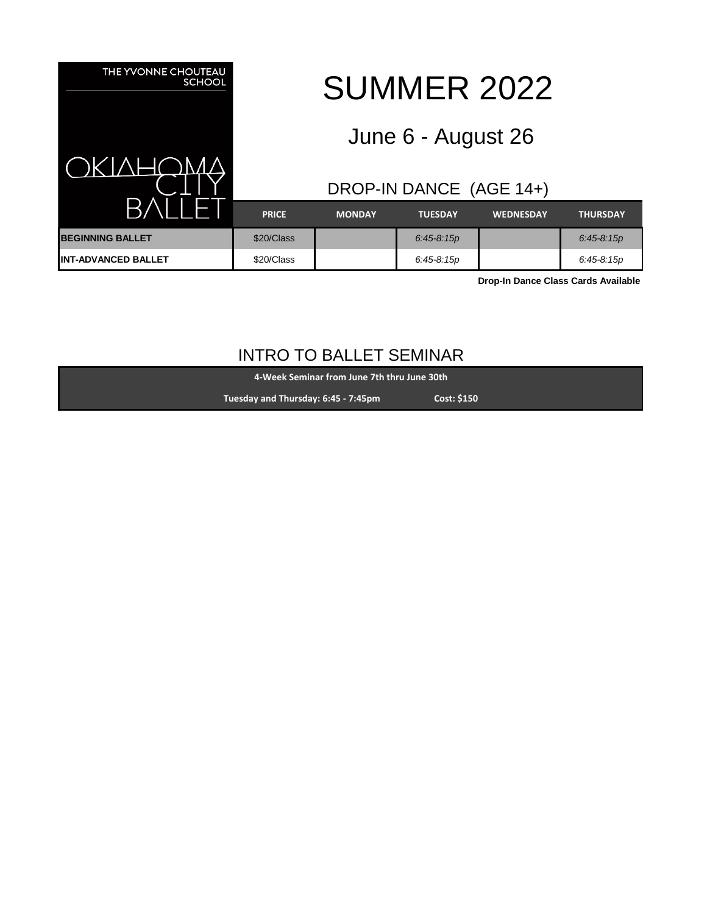THE YVONNE CHOUTEAU SCHOOL

OKLAHOMA CITY BALLET

# SUMMER 2022

## June 6 - August 26

### DROP-IN DANCE (AGE 14+)

| | PRICE | MONDAY | TUESDAY | WEDNESDAY | THURSDAY |
|---|---|---|---|---|---|
| **BEGINNING BALLET** | $20/Class | | *6:45-8:15p* | | *6:45-8:15p* |
| **INT-ADVANCED BALLET** | $20/Class | | *6:45-8:15p* | | *6:45-8:15p* |

**Drop-In Dance Class Cards Available**

### INTRO TO BALLET SEMINAR

**4-Week Seminar from June 7th thru June 30th**

**Tuesday and Thursday: 6:45 - 7:45pm** **Cost: $150**